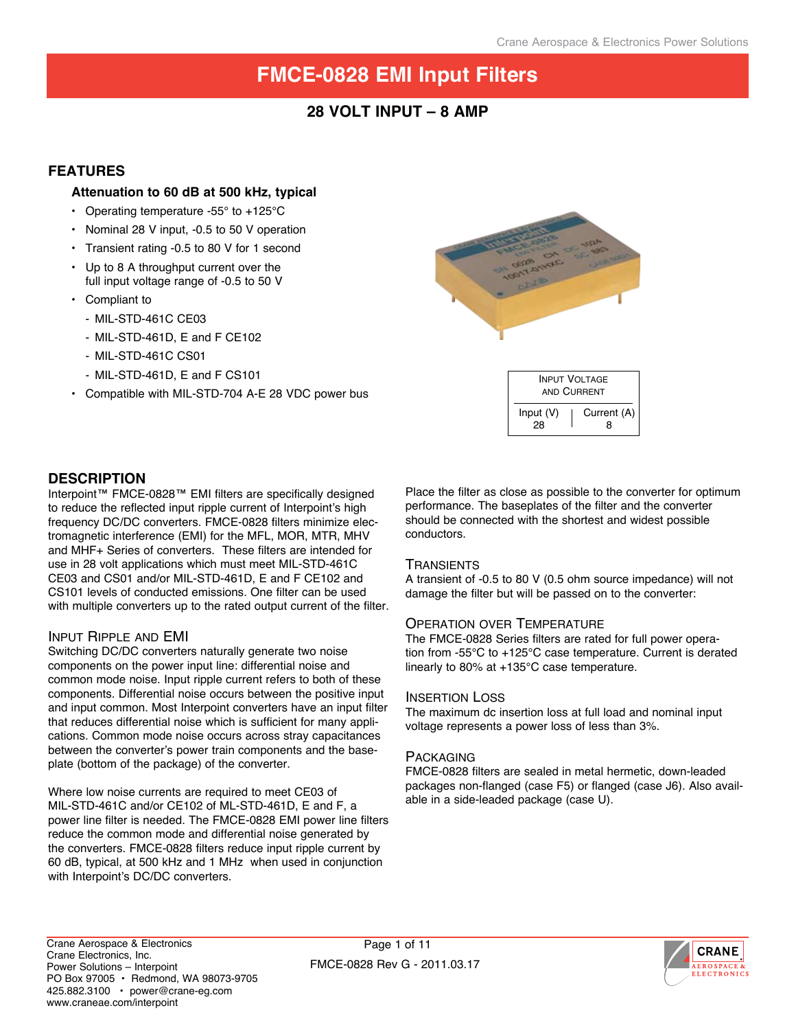# FMCE-0828 EMI Input Filters

## 28 VOLT INPUT – 8 AMP

## FEATURES

**Attenuation to 60 dB at 500 kHz, typical**

- Operating temperature -55° to +125°C
- Nominal 28 V input, -0.5 to 50 V operation
- Transient rating -0.5 to 80 V for 1 second
- Up to 8 A throughput current over the full input voltage range of -0.5 to 50 V
- Compliant to
  - MIL-STD-461C CE03
  - MIL-STD-461D, E and F CE102
  - MIL-STD-461C CS01
  - MIL-STD-461D, E and F CS101
- Compatible with MIL-STD-704 A-E 28 VDC power bus

| Input Voltage and Current | |
|---|---|
| Input (V) | Current (A) |
| 28 | 8 |

## DESCRIPTION

Interpoint™ FMCE-0828™ EMI filters are specifically designed to reduce the reflected input ripple current of Interpoint's high frequency DC/DC converters. FMCE-0828 filters minimize electromagnetic interference (EMI) for the MFL, MOR, MTR, MHV and MHF+ Series of converters. These filters are intended for use in 28 volt applications which must meet MIL-STD-461C CE03 and CS01 and/or MIL-STD-461D, E and F CE102 and CS101 levels of conducted emissions. One filter can be used with multiple converters up to the rated output current of the filter.

### Input Ripple and EMI

Switching DC/DC converters naturally generate two noise components on the power input line: differential noise and common mode noise. Input ripple current refers to both of these components. Differential noise occurs between the positive input and input common. Most Interpoint converters have an input filter that reduces differential noise which is sufficient for many applications. Common mode noise occurs across stray capacitances between the converter's power train components and the baseplate (bottom of the package) of the converter.

Where low noise currents are required to meet CE03 of MIL-STD-461C and/or CE102 of ML-STD-461D, E and F, a power line filter is needed. The FMCE-0828 EMI power line filters reduce the common mode and differential noise generated by the converters. FMCE-0828 filters reduce input ripple current by 60 dB, typical, at 500 kHz and 1 MHz when used in conjunction with Interpoint's DC/DC converters.

Place the filter as close as possible to the converter for optimum performance. The baseplates of the filter and the converter should be connected with the shortest and widest possible conductors.

### Transients

A transient of -0.5 to 80 V (0.5 ohm source impedance) will not damage the filter but will be passed on to the converter:

### Operation over Temperature

The FMCE-0828 Series filters are rated for full power operation from -55°C to +125°C case temperature. Current is derated linearly to 80% at +135°C case temperature.

### Insertion Loss

The maximum dc insertion loss at full load and nominal input voltage represents a power loss of less than 3%.

### Packaging

FMCE-0828 filters are sealed in metal hermetic, down-leaded packages non-flanged (case F5) or flanged (case J6). Also available in a side-leaded package (case U).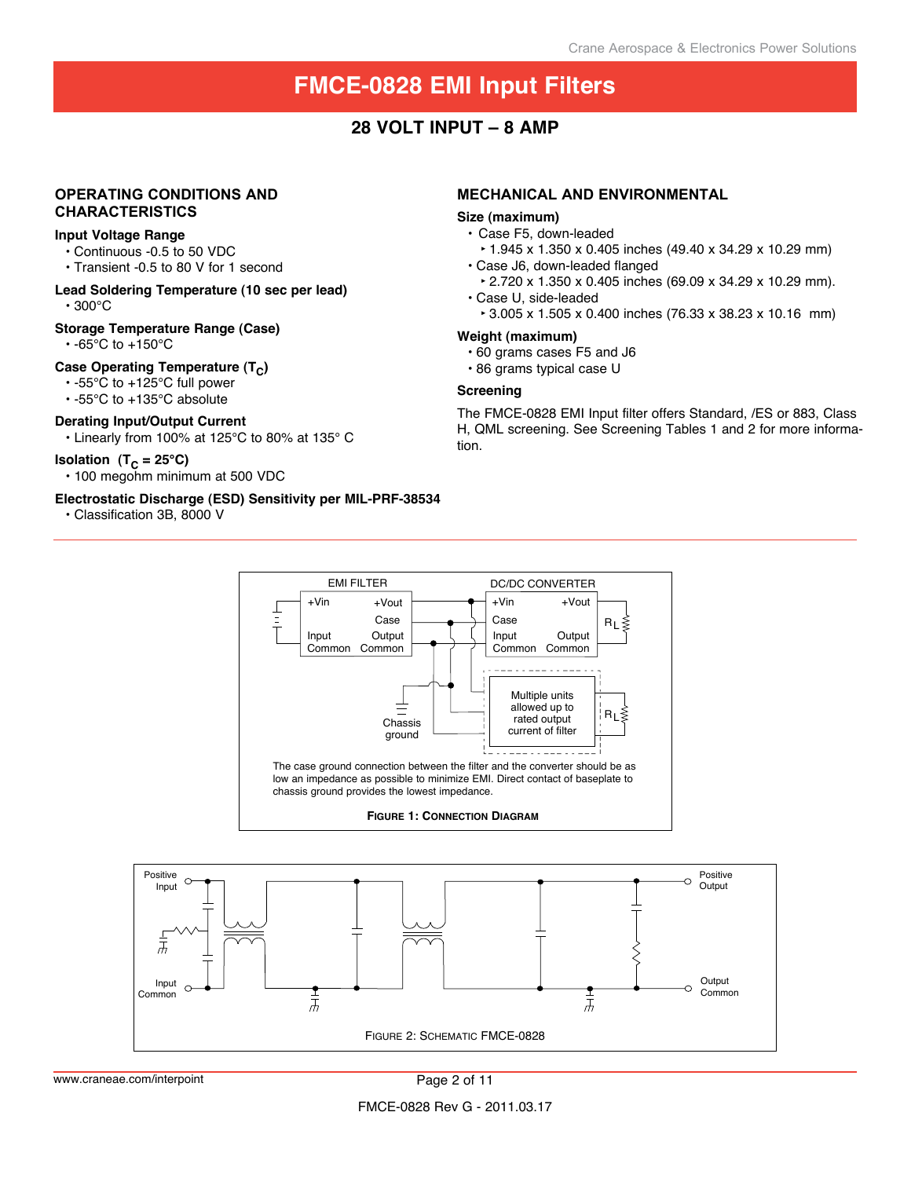# FMCE-0828 EMI Input Filters

## 28 VOLT INPUT – 8 AMP

## OPERATING CONDITIONS AND CHARACTERISTICS

**Input Voltage Range**
- Continuous -0.5 to 50 VDC
- Transient -0.5 to 80 V for 1 second

**Lead Soldering Temperature (10 sec per lead)**
- 300°C

**Storage Temperature Range (Case)**
- -65°C to +150°C

**Case Operating Temperature ($T_C$)**
- -55°C to +125°C full power
- -55°C to +135°C absolute

**Derating Input/Output Current**
- Linearly from 100% at 125°C to 80% at 135° C

**Isolation ($T_C$ = 25°C)**
- 100 megohm minimum at 500 VDC

**Electrostatic Discharge (ESD) Sensitivity per MIL-PRF-38534**
- Classification 3B, 8000 V

## MECHANICAL AND ENVIRONMENTAL

**Size (maximum)**
- Case F5, down-leaded
  - 1.945 x 1.350 x 0.405 inches (49.40 x 34.29 x 10.29 mm)
- Case J6, down-leaded flanged
  - 2.720 x 1.350 x 0.405 inches (69.09 x 34.29 x 10.29 mm).
- Case U, side-leaded
  - 3.005 x 1.505 x 0.400 inches (76.33 x 38.23 x 10.16 mm)

**Weight (maximum)**
- 60 grams cases F5 and J6
- 86 grams typical case U

**Screening**

The FMCE-0828 EMI Input filter offers Standard, /ES or 883, Class H, QML screening. See Screening Tables 1 and 2 for more information.

EMI FILTER: +Vin, +Vout, Case, Input Common, Output Common

DC/DC CONVERTER: +Vin, +Vout, Case, Input Common, Output Common, $R_L$

Chassis ground

Multiple units allowed up to rated output current of filter

The case ground connection between the filter and the converter should be as low an impedance as possible to minimize EMI. Direct contact of baseplate to chassis ground provides the lowest impedance.

FIGURE 1: CONNECTION DIAGRAM

Positive Input, Input Common, Positive Output, Output Common

FIGURE 2: SCHEMATIC FMCE-0828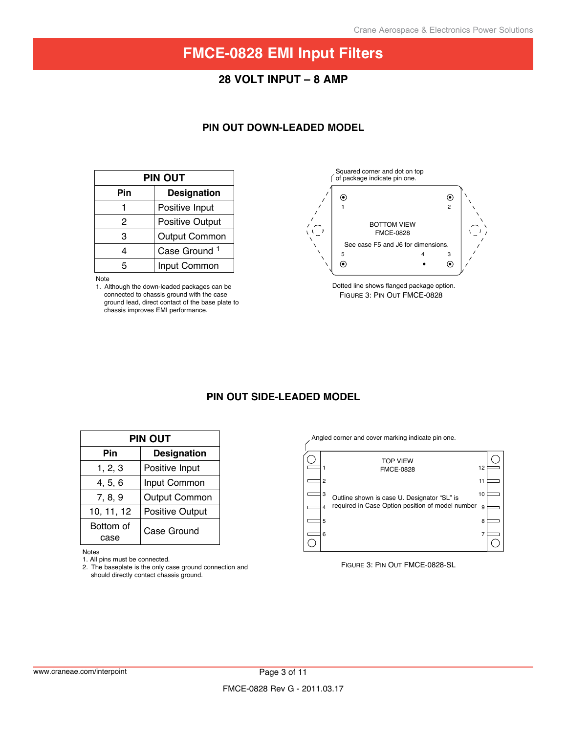# FMCE-0828 EMI Input Filters

## 28 VOLT INPUT – 8 AMP

### PIN OUT DOWN-LEADED MODEL

| Pin | Designation |
|---|---|
| 1 | Positive Input |
| 2 | Positive Output |
| 3 | Output Common |
| 4 | Case Ground [1] |
| 5 | Input Common |

Note
1. Although the down-leaded packages can be connected to chassis ground with the case ground lead, direct contact of the base plate to chassis improves EMI performance.

Squared corner and dot on top of package indicate pin one.

BOTTOM VIEW
FMCE-0828

See case F5 and J6 for dimensions.

1 2 5 4 3

Dotted line shows flanged package option.

Figure 3: Pin Out FMCE-0828

### PIN OUT SIDE-LEADED MODEL

| Pin | Designation |
|---|---|
| 1, 2, 3 | Positive Input |
| 4, 5, 6 | Input Common |
| 7, 8, 9 | Output Common |
| 10, 11, 12 | Positive Output |
| Bottom of case | Case Ground |

Notes
1. All pins must be connected.
2. The baseplate is the only case ground connection and should directly contact chassis ground.

Angled corner and cover marking indicate pin one.

TOP VIEW
FMCE-0828

Outline shown is case U. Designator "SL" is required in Case Option position of model number

1 2 3 4 5 6 12 11 10 9 8 7

Figure 3: Pin Out FMCE-0828-SL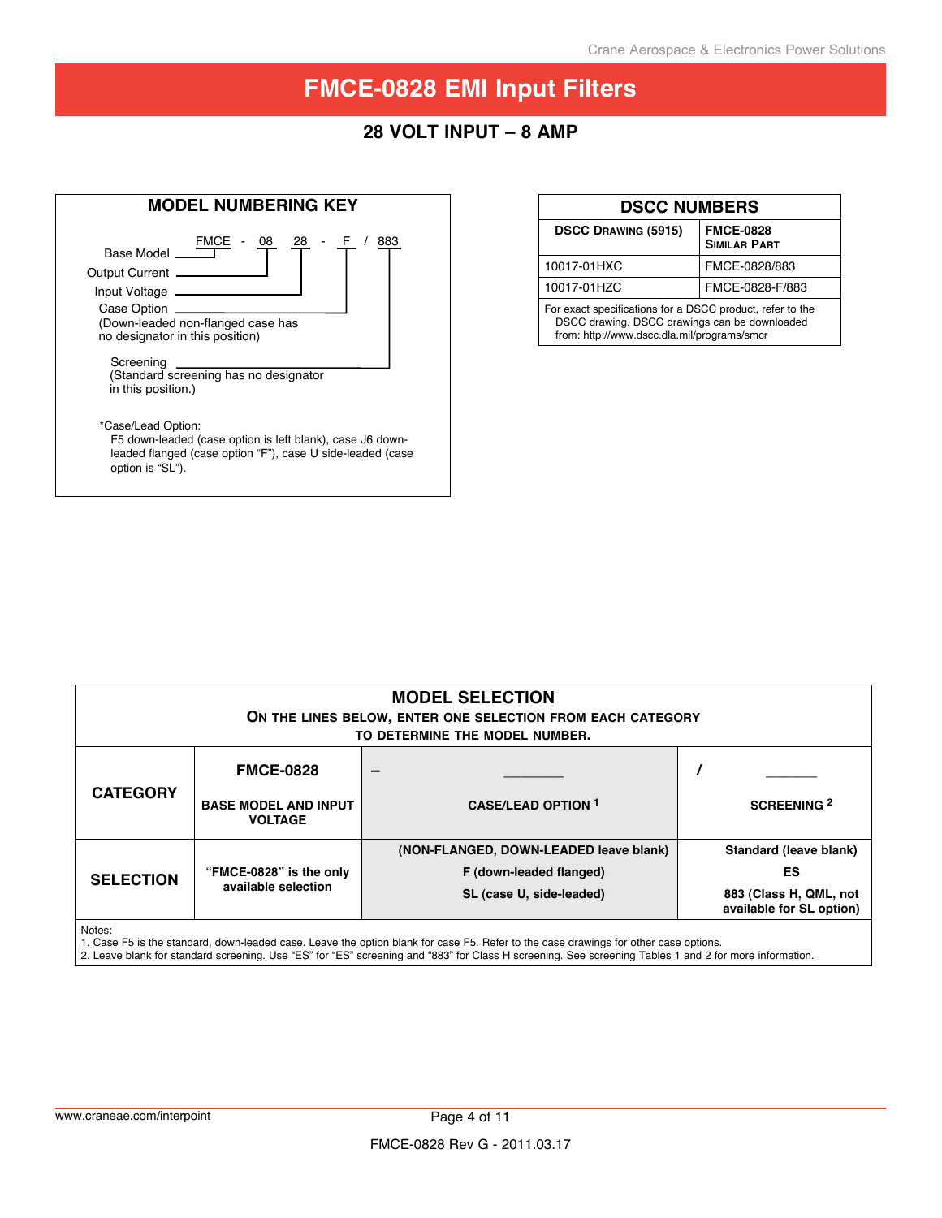# FMCE-0828 EMI Input Filters

## 28 VOLT INPUT – 8 AMP

### MODEL NUMBERING KEY

FMCE - 08 28 - F / 883

- Base Model — FMCE
- Output Current — 08
- Input Voltage — 28
- Case Option — F
  (Down-leaded non-flanged case has no designator in this position)
- Screening — 883
  (Standard screening has no designator in this position.)

*Case/Lead Option:
F5 down-leaded (case option is left blank), case J6 down-leaded flanged (case option "F"), case U side-leaded (case option is "SL").

### DSCC NUMBERS

| DSCC Drawing (5915) | FMCE-0828 Similar Part |
|---|---|
| 10017-01HXC | FMCE-0828/883 |
| 10017-01HZC | FMCE-0828-F/883 |

For exact specifications for a DSCC product, refer to the DSCC drawing. DSCC drawings can be downloaded from: http://www.dscc.dla.mil/programs/smcr

### MODEL SELECTION

**On the lines below, enter one selection from each category to determine the model number.**

| CATEGORY | FMCE-0828<br>BASE MODEL AND INPUT VOLTAGE | – ______<br>CASE/LEAD OPTION [1] | / ______<br>SCREENING [2] |
|---|---|---|---|
| SELECTION | "FMCE-0828" is the only available selection | (NON-FLANGED, DOWN-LEADED leave blank)<br>F (down-leaded flanged)<br>SL (case U, side-leaded) | Standard (leave blank)<br>ES<br>883 (Class H, QML, not available for SL option) |

Notes:
1. Case F5 is the standard, down-leaded case. Leave the option blank for case F5. Refer to the case drawings for other case options.
2. Leave blank for standard screening. Use "ES" for "ES" screening and "883" for Class H screening. See screening Tables 1 and 2 for more information.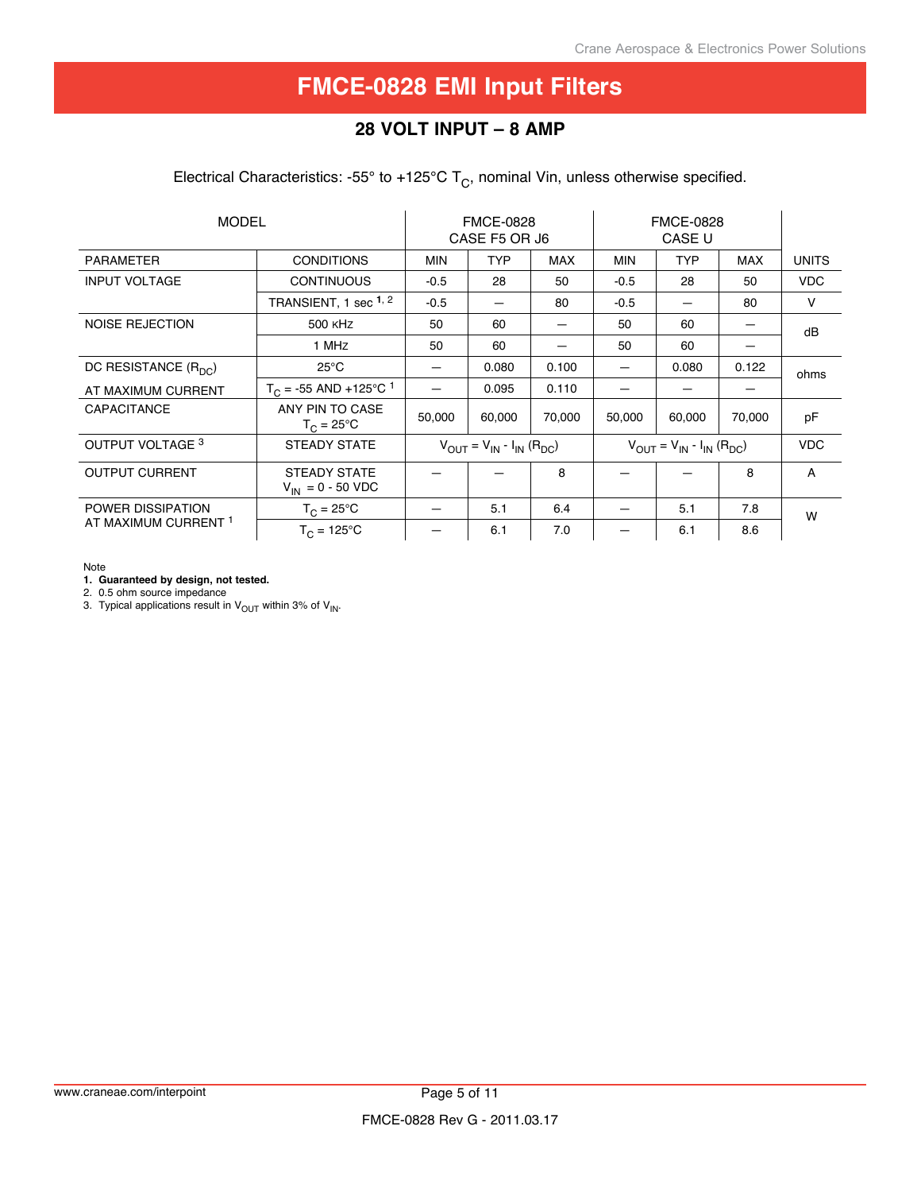# FMCE-0828 EMI Input Filters

## 28 VOLT INPUT – 8 AMP

Electrical Characteristics: -55° to +125°C $T_C$, nominal Vin, unless otherwise specified.

| MODEL | | FMCE-0828 CASE F5 OR J6 | | | FMCE-0828 CASE U | | | |
|---|---|---|---|---|---|---|---|---|
| PARAMETER | CONDITIONS | MIN | TYP | MAX | MIN | TYP | MAX | UNITS |
| INPUT VOLTAGE | CONTINUOUS | -0.5 | 28 | 50 | -0.5 | 28 | 50 | VDC |
| | TRANSIENT, 1 sec [1, 2] | -0.5 | — | 80 | -0.5 | — | 80 | V |
| NOISE REJECTION | 500 KHz | 50 | 60 | — | 50 | 60 | — | dB |
| | 1 MHz | 50 | 60 | — | 50 | 60 | — | dB |
| DC RESISTANCE ($R_{DC}$) | 25°C | — | 0.080 | 0.100 | — | 0.080 | 0.122 | ohms |
| AT MAXIMUM CURRENT | $T_C$ = -55 AND +125°C [1] | — | 0.095 | 0.110 | — | — | — | ohms |
| CAPACITANCE | ANY PIN TO CASE $T_C$ = 25°C | 50,000 | 60,000 | 70,000 | 50,000 | 60,000 | 70,000 | pF |
| OUTPUT VOLTAGE [3] | STEADY STATE | $V_{OUT} = V_{IN} - I_{IN} (R_{DC})$ | | | $V_{OUT} = V_{IN} - I_{IN} (R_{DC})$ | | | VDC |
| OUTPUT CURRENT | STEADY STATE $V_{IN}$ = 0 - 50 VDC | — | — | 8 | — | — | 8 | A |
| POWER DISSIPATION AT MAXIMUM CURRENT [1] | $T_C$ = 25°C | — | 5.1 | 6.4 | — | 5.1 | 7.8 | W |
| | $T_C$ = 125°C | — | 6.1 | 7.0 | — | 6.1 | 8.6 | W |

Note

1. **Guaranteed by design, not tested.**
2. 0.5 ohm source impedance
3. Typical applications result in $V_{OUT}$ within 3% of $V_{IN}$.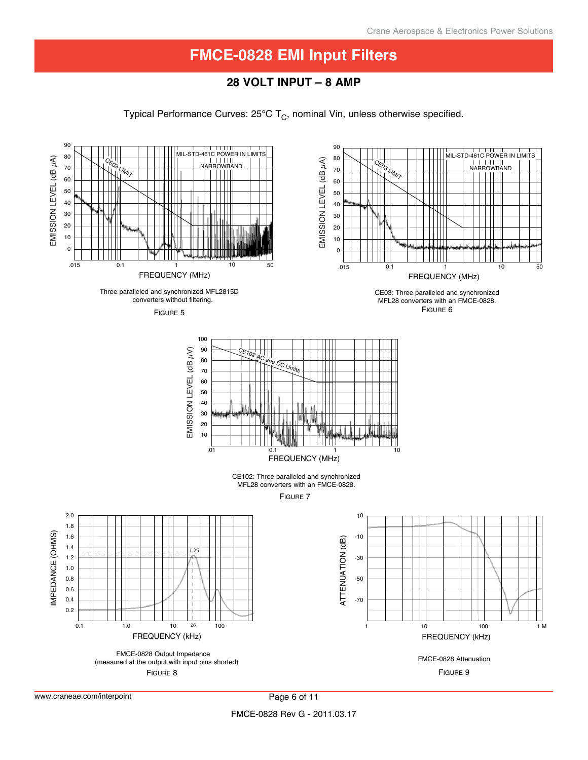# FMCE-0828 EMI Input Filters

## 28 VOLT INPUT – 8 AMP

Typical Performance Curves: 25°C $T_C$, nominal Vin, unless otherwise specified.

Three paralleled and synchronized MFL2815D converters without filtering.

FIGURE 5

CE03: Three paralleled and synchronized MFL28 converters with an FMCE-0828.

FIGURE 6

CE102: Three paralleled and synchronized MFL28 converters with an FMCE-0828.

FIGURE 7

FMCE-0828 Output Impedance (measured at the output with input pins shorted)

FIGURE 8

FMCE-0828 Attenuation

FIGURE 9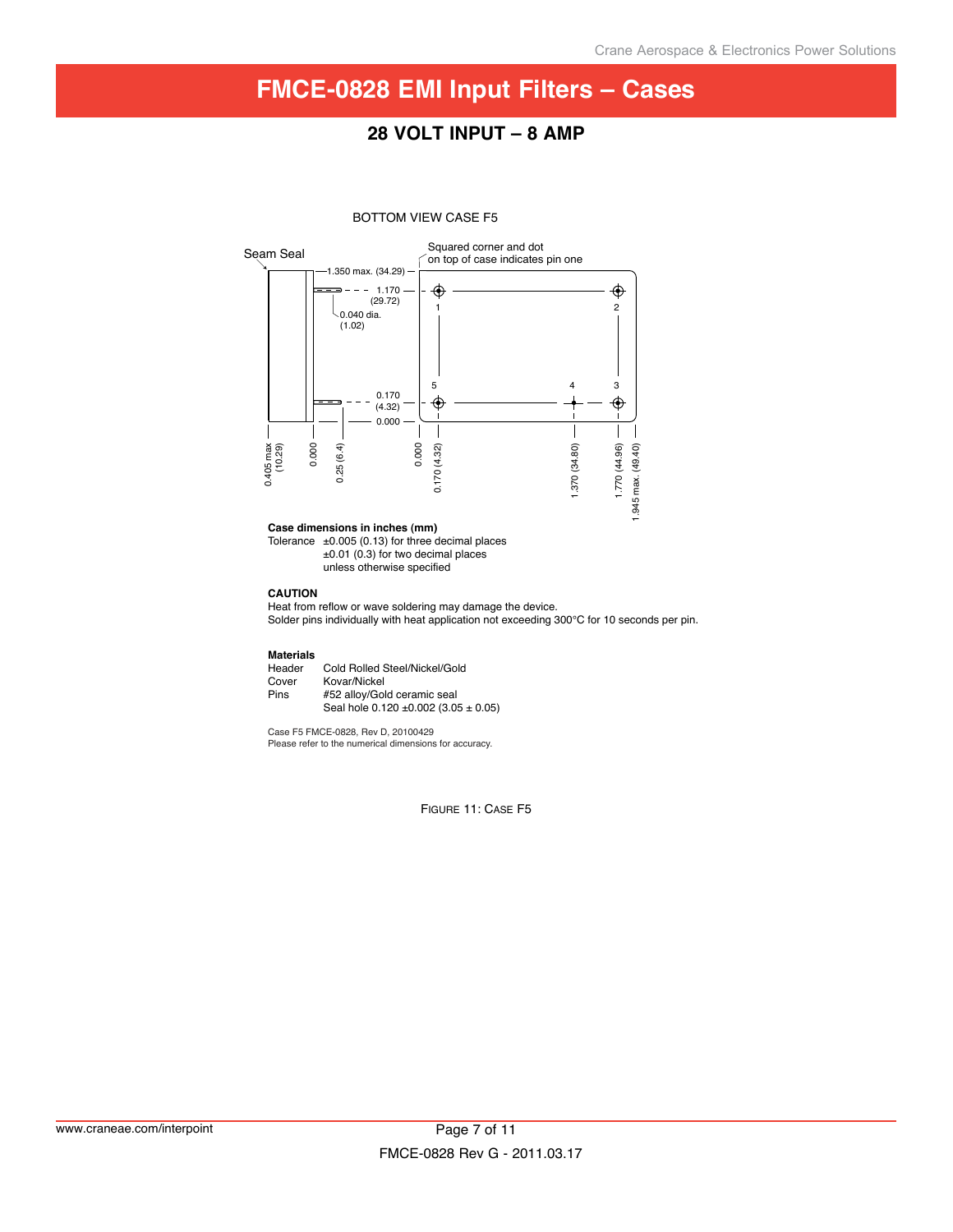# FMCE-0828 EMI Input Filters – Cases

## 28 VOLT INPUT – 8 AMP

BOTTOM VIEW CASE F5

Seam Seal

Squared corner and dot on top of case indicates pin one

1.350 max. (34.29)

1.170 (29.72)

0.040 dia. (1.02)

0.170 (4.32)

0.000

0.405 max (10.29)

0.000

0.25 (6.4)

0.000

0.170 (4.32)

1.370 (34.80)

1.770 (44.96)

1.945 max. (49.40)

1 2 3 4 5

**Case dimensions in inches (mm)**

Tolerance ±0.005 (0.13) for three decimal places
±0.01 (0.3) for two decimal places
unless otherwise specified

**CAUTION**

Heat from reflow or wave soldering may damage the device.
Solder pins individually with heat application not exceeding 300°C for 10 seconds per pin.

**Materials**

| | |
|---|---|
| Header | Cold Rolled Steel/Nickel/Gold |
| Cover | Kovar/Nickel |
| Pins | #52 alloy/Gold ceramic seal<br>Seal hole 0.120 ±0.002 (3.05 ± 0.05) |

Case F5 FMCE-0828, Rev D, 20100429
Please refer to the numerical dimensions for accuracy.

FIGURE 11: CASE F5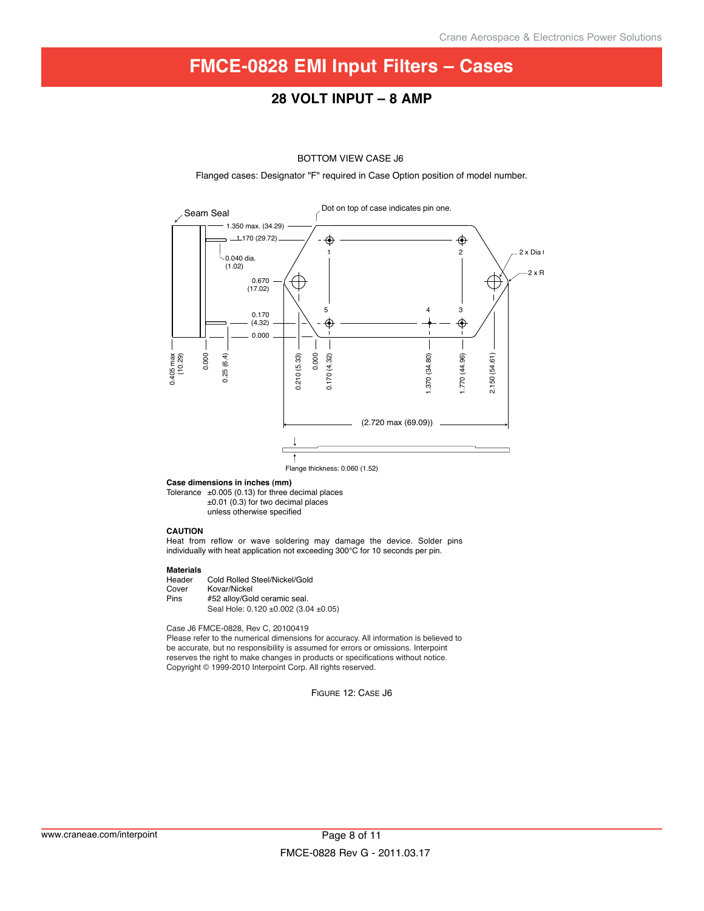# FMCE-0828 EMI Input Filters – Cases

## 28 VOLT INPUT – 8 AMP

BOTTOM VIEW CASE J6

Flanged cases: Designator "F" required in Case Option position of model number.

Seam Seal

Dot on top of case indicates pin one.

1.350 max. (34.29)

1.170 (29.72)

0.040 dia. (1.02)

0.670 (17.02)

0.170 (4.32)

0.000

2 x Dia

2 x R

1 2 3 4 5

0.405 max (10.29) 0.000 0.25 (6.4) 0.210 (5.33) 0.000 0.170 (4.32) 1.370 (34.80) 1.770 (44.96) 2.150 (54.61)

(2.720 max (69.09))

Flange thickness: 0.060 (1.52)

**Case dimensions in inches (mm)**

Tolerance ±0.005 (0.13) for three decimal places
±0.01 (0.3) for two decimal places
unless otherwise specified

**CAUTION**

Heat from reflow or wave soldering may damage the device. Solder pins individually with heat application not exceeding 300°C for 10 seconds per pin.

**Materials**

| | |
|---|---|
| Header | Cold Rolled Steel/Nickel/Gold |
| Cover | Kovar/Nickel |
| Pins | #52 alloy/Gold ceramic seal. |
| | Seal Hole: 0.120 ±0.002 (3.04 ±0.05) |

Case J6 FMCE-0828, Rev C, 20100419
Please refer to the numerical dimensions for accuracy. All information is believed to be accurate, but no responsibility is assumed for errors or omissions. Interpoint reserves the right to make changes in products or specifications without notice.
Copyright © 1999-2010 Interpoint Corp. All rights reserved.

FIGURE 12: CASE J6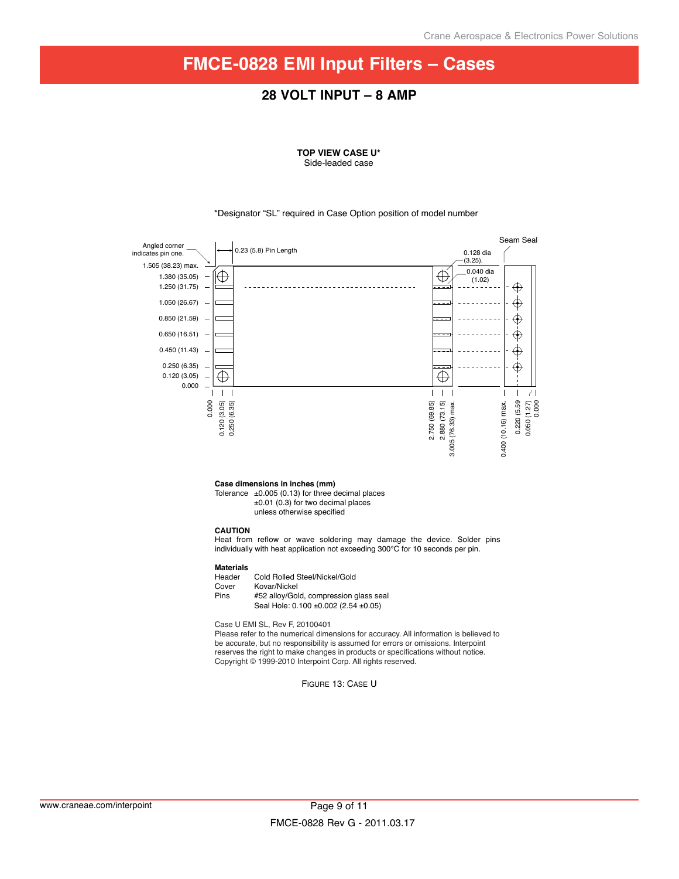# FMCE-0828 EMI Input Filters – Cases

## 28 VOLT INPUT – 8 AMP

**TOP VIEW CASE U***
Side-leaded case

*Designator “SL” required in Case Option position of model number

Angled corner indicates pin one.

0.23 (5.8) Pin Length

Seam Seal

0.128 dia (3.25).

0.040 dia (1.02)

1.505 (38.23) max.
1.380 (35.05)
1.250 (31.75)
1.050 (26.67)
0.850 (21.59)
0.650 (16.51)
0.450 (11.43)
0.250 (6.35)
0.120 (3.05)
0.000

0.000
0.120 (3.05)
0.250 (6.35)
2.750 (69.85)
2.880 (73.15)
3.005 (76.33) max.
0.400 (10.16) max.
0.220 (5.59
0.050 (1.27)
0.000

**Case dimensions in inches (mm)**
Tolerance ±0.005 (0.13) for three decimal places
±0.01 (0.3) for two decimal places
unless otherwise specified

**CAUTION**
Heat from reflow or wave soldering may damage the device. Solder pins individually with heat application not exceeding 300°C for 10 seconds per pin.

**Materials**

| | |
|---|---|
| Header | Cold Rolled Steel/Nickel/Gold |
| Cover | Kovar/Nickel |
| Pins | #52 alloy/Gold, compression glass seal |
| | Seal Hole: 0.100 ±0.002 (2.54 ±0.05) |

Case U EMI SL, Rev F, 20100401
Please refer to the numerical dimensions for accuracy. All information is believed to be accurate, but no responsibility is assumed for errors or omissions. Interpoint reserves the right to make changes in products or specifications without notice.
Copyright © 1999-2010 Interpoint Corp. All rights reserved.

Figure 13: Case U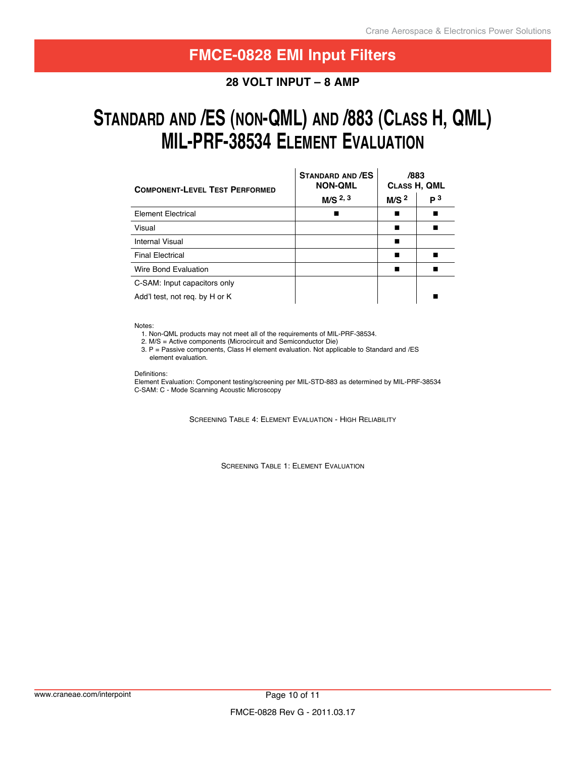# FMCE-0828 EMI Input Filters

## 28 VOLT INPUT – 8 AMP

# STANDARD AND /ES (NON-QML) AND /883 (CLASS H, QML) MIL-PRF-38534 ELEMENT EVALUATION

| COMPONENT-LEVEL TEST PERFORMED | STANDARD AND /ES NON-QML | /883 CLASS H, QML | |
|---|---|---|---|
| | M/S [2, 3] | M/S [2] | P [3] |
| Element Electrical | ■ | ■ | ■ |
| Visual | | ■ | ■ |
| Internal Visual | | ■ | |
| Final Electrical | | ■ | ■ |
| Wire Bond Evaluation | | ■ | ■ |
| C-SAM: Input capacitors only<br>Add'l test, not req. by H or K | | | ■ |

Notes:

1. Non-QML products may not meet all of the requirements of MIL-PRF-38534.
2. M/S = Active components (Microcircuit and Semiconductor Die)
3. P = Passive components, Class H element evaluation. Not applicable to Standard and /ES element evaluation.

Definitions:
Element Evaluation: Component testing/screening per MIL-STD-883 as determined by MIL-PRF-38534
C-SAM: C - Mode Scanning Acoustic Microscopy

SCREENING TABLE 4: ELEMENT EVALUATION - HIGH RELIABILITY

SCREENING TABLE 1: ELEMENT EVALUATION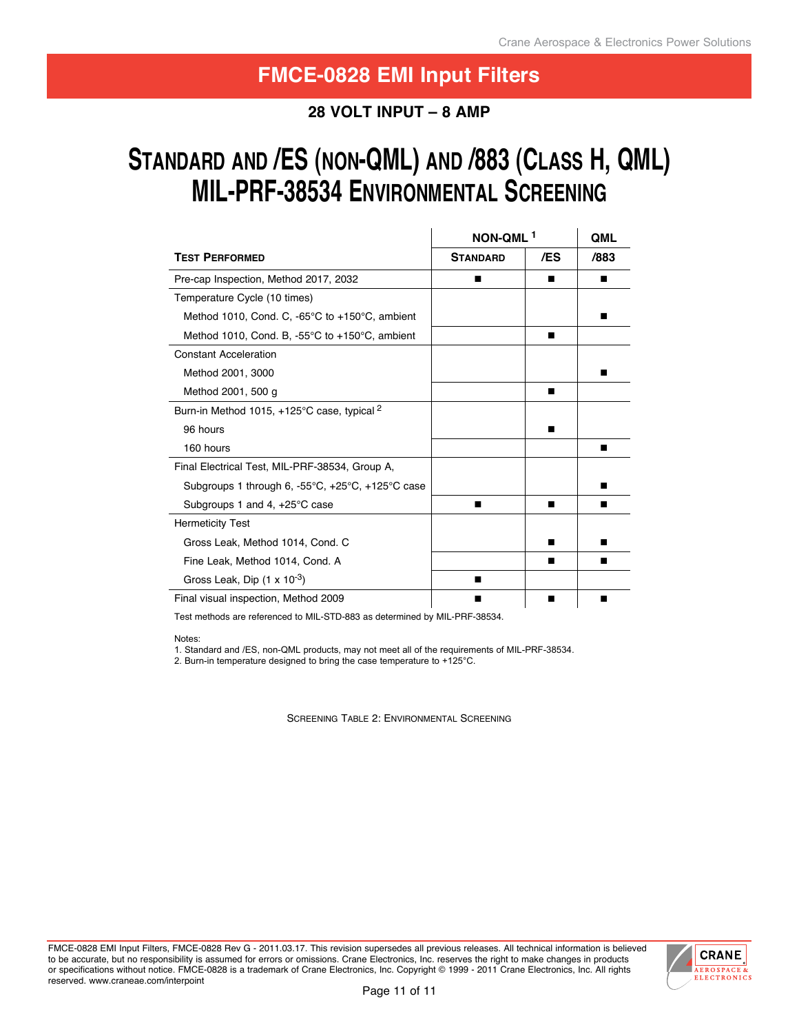# FMCE-0828 EMI Input Filters

## 28 VOLT INPUT – 8 AMP

## STANDARD AND /ES (NON-QML) AND /883 (CLASS H, QML) MIL-PRF-38534 ENVIRONMENTAL SCREENING

| | NON-QML [1] | | QML |
|---|---|---|---|
| **TEST PERFORMED** | **STANDARD** | **/ES** | **/883** |
| Pre-cap Inspection, Method 2017, 2032 | ■ | ■ | ■ |
| Temperature Cycle (10 times) | | | |
| Method 1010, Cond. C, -65°C to +150°C, ambient | | | ■ |
| Method 1010, Cond. B, -55°C to +150°C, ambient | | ■ | |
| Constant Acceleration | | | |
| Method 2001, 3000 | | | ■ |
| Method 2001, 500 g | | ■ | |
| Burn-in Method 1015, +125°C case, typical [2] | | | |
| 96 hours | | ■ | |
| 160 hours | | | ■ |
| Final Electrical Test, MIL-PRF-38534, Group A, | | | |
| Subgroups 1 through 6, -55°C, +25°C, +125°C case | | | ■ |
| Subgroups 1 and 4, +25°C case | ■ | ■ | ■ |
| Hermeticity Test | | | |
| Gross Leak, Method 1014, Cond. C | | ■ | ■ |
| Fine Leak, Method 1014, Cond. A | | ■ | ■ |
| Gross Leak, Dip ($1 \times 10^{-3}$) | ■ | | |
| Final visual inspection, Method 2009 | ■ | ■ | ■ |

Test methods are referenced to MIL-STD-883 as determined by MIL-PRF-38534.

Notes:
1. Standard and /ES, non-QML products, may not meet all of the requirements of MIL-PRF-38534.
2. Burn-in temperature designed to bring the case temperature to +125°C.

SCREENING TABLE 2: ENVIRONMENTAL SCREENING

FMCE-0828 EMI Input Filters, FMCE-0828 Rev G - 2011.03.17. This revision supersedes all previous releases. All technical information is believed to be accurate, but no responsibility is assumed for errors or omissions. Crane Electronics, Inc. reserves the right to make changes in products or specifications without notice. FMCE-0828 is a trademark of Crane Electronics, Inc. Copyright © 1999 - 2011 Crane Electronics, Inc. All rights reserved. www.craneae.com/interpoint